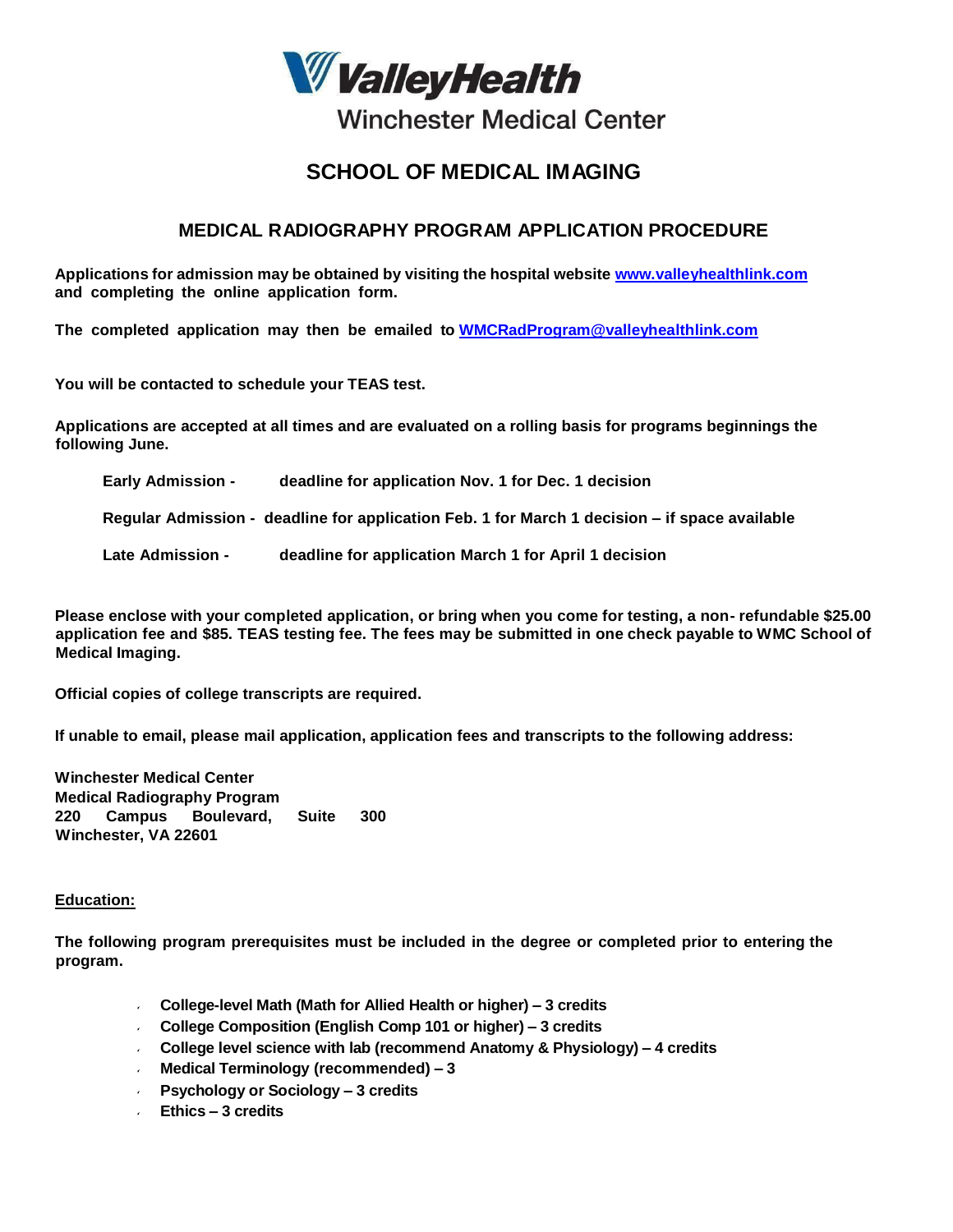ValleyHealth

Winchester Medical Center

# SCHOOL OF MEDICAL IMAGING

## MEDICAL RADIOGRAPHY PROGRAM APPLICATION PROCEDURE

**Applications for admission may be obtained by visiting the hospital website [www.valleyhealthlink.com](www.valleyhealthlink.com) and completing the online application form.**

**The completed application may then be emailed to [WMCRadProgram@valleyhealthlink.com](mailto:WMCRadProgram@valleyhealthlink.com)**

**You will be contacted to schedule your TEAS test.**

**Applications are accepted at all times and are evaluated on a rolling basis for programs beginnings the following June.**

**Early Admission -** deadline for application Nov. 1 for Dec. 1 decision

**Regular Admission -** deadline for application Feb. 1 for March 1 decision – if space available

**Late Admission -** deadline for application March 1 for April 1 decision

**Please enclose with your completed application, or bring when you come for testing, a non- refundable $25.00 application fee and $85. TEAS testing fee. The fees may be submitted in one check payable to WMC School of Medical Imaging.**

**Official copies of college transcripts are required.**

**If unable to email, please mail application, application fees and transcripts to the following address:**

**Winchester Medical Center**
**Medical Radiography Program**
**220 Campus Boulevard, Suite 300**
**Winchester, VA 22601**

**Education:**

**The following program prerequisites must be included in the degree or completed prior to entering the program.**

- **College-level Math (Math for Allied Health or higher) – 3 credits**
- **College Composition (English Comp 101 or higher) – 3 credits**
- **College level science with lab (recommend Anatomy & Physiology) – 4 credits**
- **Medical Terminology (recommended) – 3**
- **Psychology or Sociology – 3 credits**
- **Ethics – 3 credits**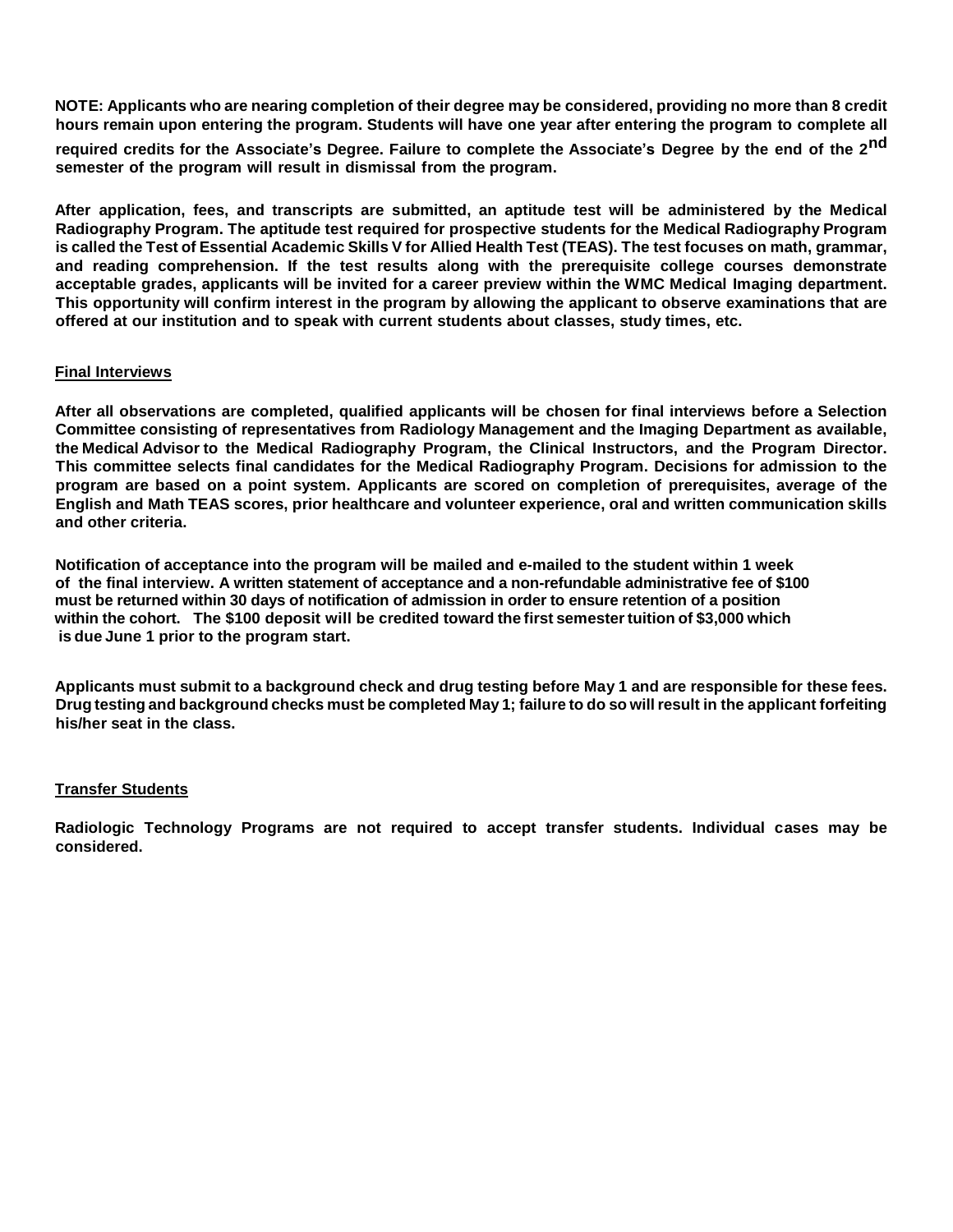**NOTE: Applicants who are nearing completion of their degree may be considered, providing no more than 8 credit hours remain upon entering the program. Students will have one year after entering the program to complete all required credits for the Associate's Degree. Failure to complete the Associate's Degree by the end of the 2nd semester of the program will result in dismissal from the program.**

**After application, fees, and transcripts are submitted, an aptitude test will be administered by the Medical Radiography Program. The aptitude test required for prospective students for the Medical Radiography Program is called the Test of Essential Academic Skills V for Allied Health Test (TEAS). The test focuses on math, grammar, and reading comprehension. If the test results along with the prerequisite college courses demonstrate acceptable grades, applicants will be invited for a career preview within the WMC Medical Imaging department. This opportunity will confirm interest in the program by allowing the applicant to observe examinations that are offered at our institution and to speak with current students about classes, study times, etc.**

**Final Interviews**

**After all observations are completed, qualified applicants will be chosen for final interviews before a Selection Committee consisting of representatives from Radiology Management and the Imaging Department as available, the Medical Advisor to the Medical Radiography Program, the Clinical Instructors, and the Program Director. This committee selects final candidates for the Medical Radiography Program. Decisions for admission to the program are based on a point system. Applicants are scored on completion of prerequisites, average of the English and Math TEAS scores, prior healthcare and volunteer experience, oral and written communication skills and other criteria.**

**Notification of acceptance into the program will be mailed and e-mailed to the student within 1 week of the final interview. A written statement of acceptance and a non-refundable administrative fee of $100 must be returned within 30 days of notification of admission in order to ensure retention of a position within the cohort. The $100 deposit will be credited toward the first semester tuition of $3,000 which is due June 1 prior to the program start.**

**Applicants must submit to a background check and drug testing before May 1 and are responsible for these fees. Drug testing and background checks must be completed May 1; failure to do so will result in the applicant forfeiting his/her seat in the class.**

**Transfer Students**

**Radiologic Technology Programs are not required to accept transfer students. Individual cases may be considered.**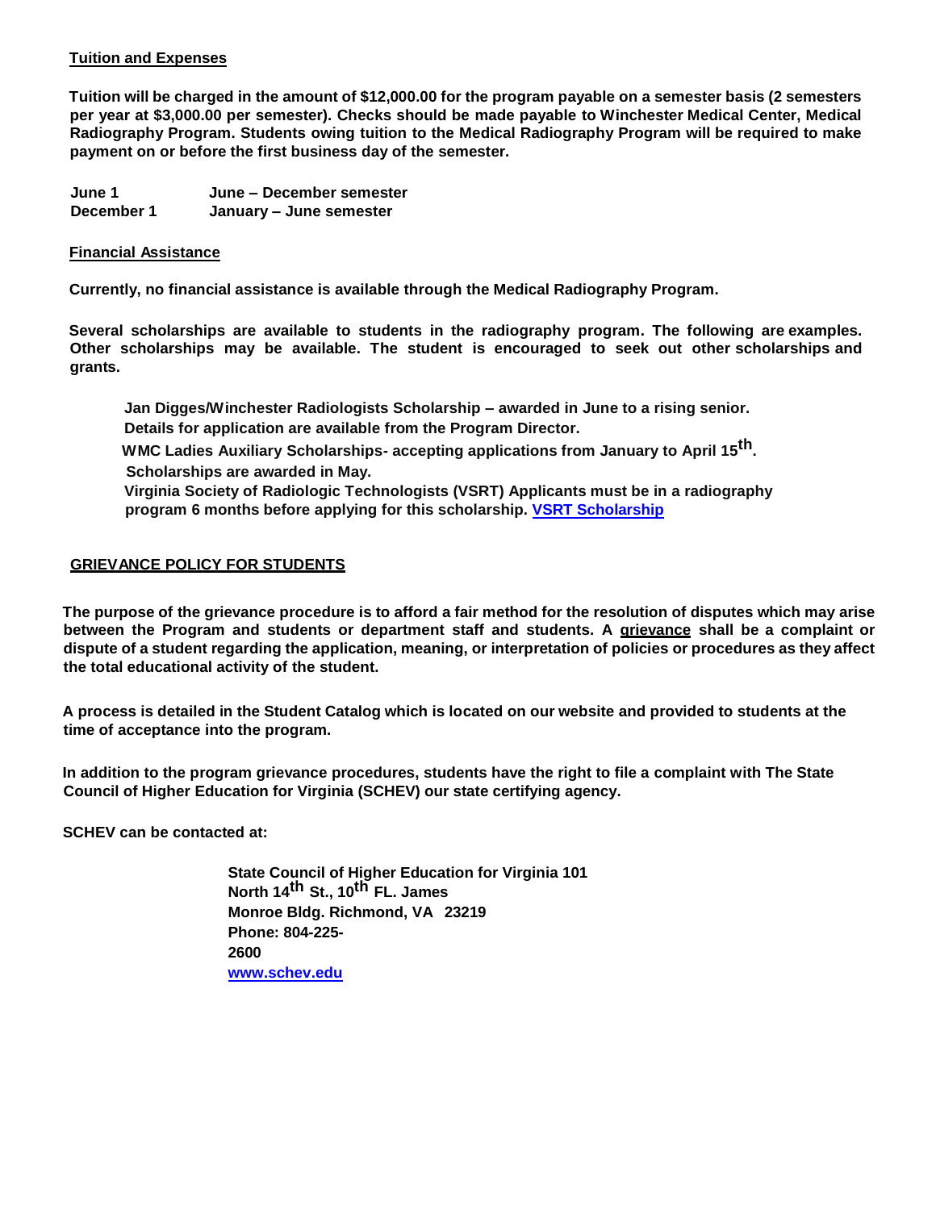**Tuition and Expenses**

**Tuition will be charged in the amount of $12,000.00 for the program payable on a semester basis (2 semesters per year at $3,000.00 per semester). Checks should be made payable to Winchester Medical Center, Medical Radiography Program. Students owing tuition to the Medical Radiography Program will be required to make payment on or before the first business day of the semester.**

| | |
|---|---|
| **June 1** | **June – December semester** |
| **December 1** | **January – June semester** |

**Financial Assistance**

**Currently, no financial assistance is available through the Medical Radiography Program.**

**Several scholarships are available to students in the radiography program. The following are examples. Other scholarships may be available. The student is encouraged to seek out other scholarships and grants.**

**Jan Digges/Winchester Radiologists Scholarship – awarded in June to a rising senior. Details for application are available from the Program Director.**

**WMC Ladies Auxiliary Scholarships- accepting applications from January to April 15th. Scholarships are awarded in May.**

**Virginia Society of Radiologic Technologists (VSRT) Applicants must be in a radiography program 6 months before applying for this scholarship. VSRT Scholarship**

**GRIEVANCE POLICY FOR STUDENTS**

**The purpose of the grievance procedure is to afford a fair method for the resolution of disputes which may arise between the Program and students or department staff and students. A grievance shall be a complaint or dispute of a student regarding the application, meaning, or interpretation of policies or procedures as they affect the total educational activity of the student.**

**A process is detailed in the Student Catalog which is located on our website and provided to students at the time of acceptance into the program.**

**In addition to the program grievance procedures, students have the right to file a complaint with The State Council of Higher Education for Virginia (SCHEV) our state certifying agency.**

**SCHEV can be contacted at:**

**State Council of Higher Education for Virginia 101 North 14th St., 10th FL. James Monroe Bldg. Richmond, VA 23219**
**Phone: 804-225-2600**
**www.schev.edu**